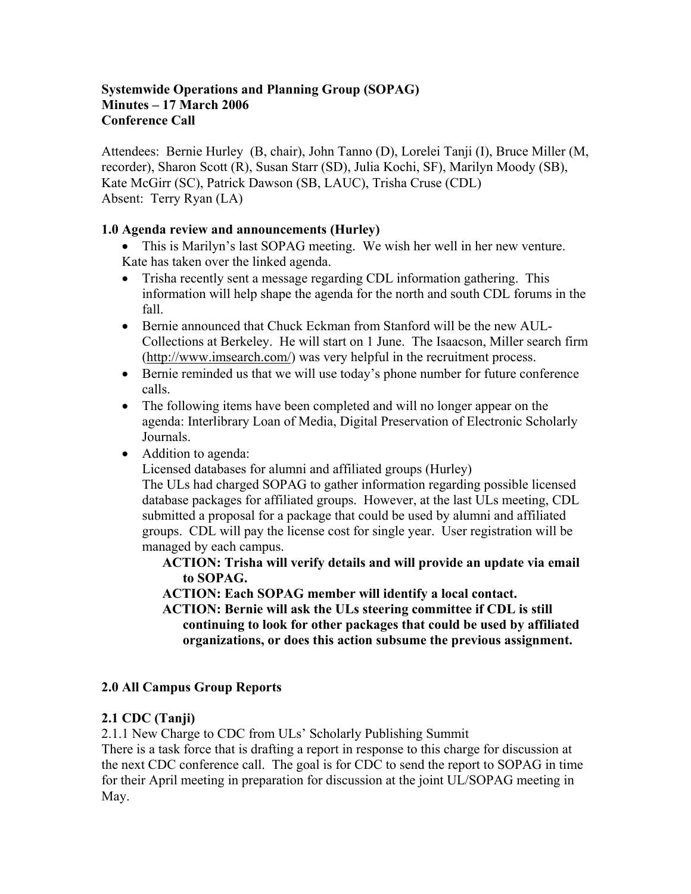**Systemwide Operations and Planning Group (SOPAG)**
**Minutes – 17 March 2006**
**Conference Call**

Attendees: Bernie Hurley (B, chair), John Tanno (D), Lorelei Tanji (I), Bruce Miller (M, recorder), Sharon Scott (R), Susan Starr (SD), Julia Kochi, SF), Marilyn Moody (SB), Kate McGirr (SC), Patrick Dawson (SB, LAUC), Trisha Cruse (CDL)
Absent: Terry Ryan (LA)

### 1.0 Agenda review and announcements (Hurley)

- This is Marilyn's last SOPAG meeting. We wish her well in her new venture. Kate has taken over the linked agenda.
- Trisha recently sent a message regarding CDL information gathering. This information will help shape the agenda for the north and south CDL forums in the fall.
- Bernie announced that Chuck Eckman from Stanford will be the new AUL-Collections at Berkeley. He will start on 1 June. The Isaacson, Miller search firm (http://www.imsearch.com/) was very helpful in the recruitment process.
- Bernie reminded us that we will use today's phone number for future conference calls.
- The following items have been completed and will no longer appear on the agenda: Interlibrary Loan of Media, Digital Preservation of Electronic Scholarly Journals.
- Addition to agenda:
  Licensed databases for alumni and affiliated groups (Hurley)
  The ULs had charged SOPAG to gather information regarding possible licensed database packages for affiliated groups. However, at the last ULs meeting, CDL submitted a proposal for a package that could be used by alumni and affiliated groups. CDL will pay the license cost for single year. User registration will be managed by each campus.
  - **ACTION: Trisha will verify details and will provide an update via email to SOPAG.**
  - **ACTION: Each SOPAG member will identify a local contact.**
  - **ACTION: Bernie will ask the ULs steering committee if CDL is still continuing to look for other packages that could be used by affiliated organizations, or does this action subsume the previous assignment.**

### 2.0 All Campus Group Reports

### 2.1 CDC (Tanji)

2.1.1 New Charge to CDC from ULs' Scholarly Publishing Summit
There is a task force that is drafting a report in response to this charge for discussion at the next CDC conference call. The goal is for CDC to send the report to SOPAG in time for their April meeting in preparation for discussion at the joint UL/SOPAG meeting in May.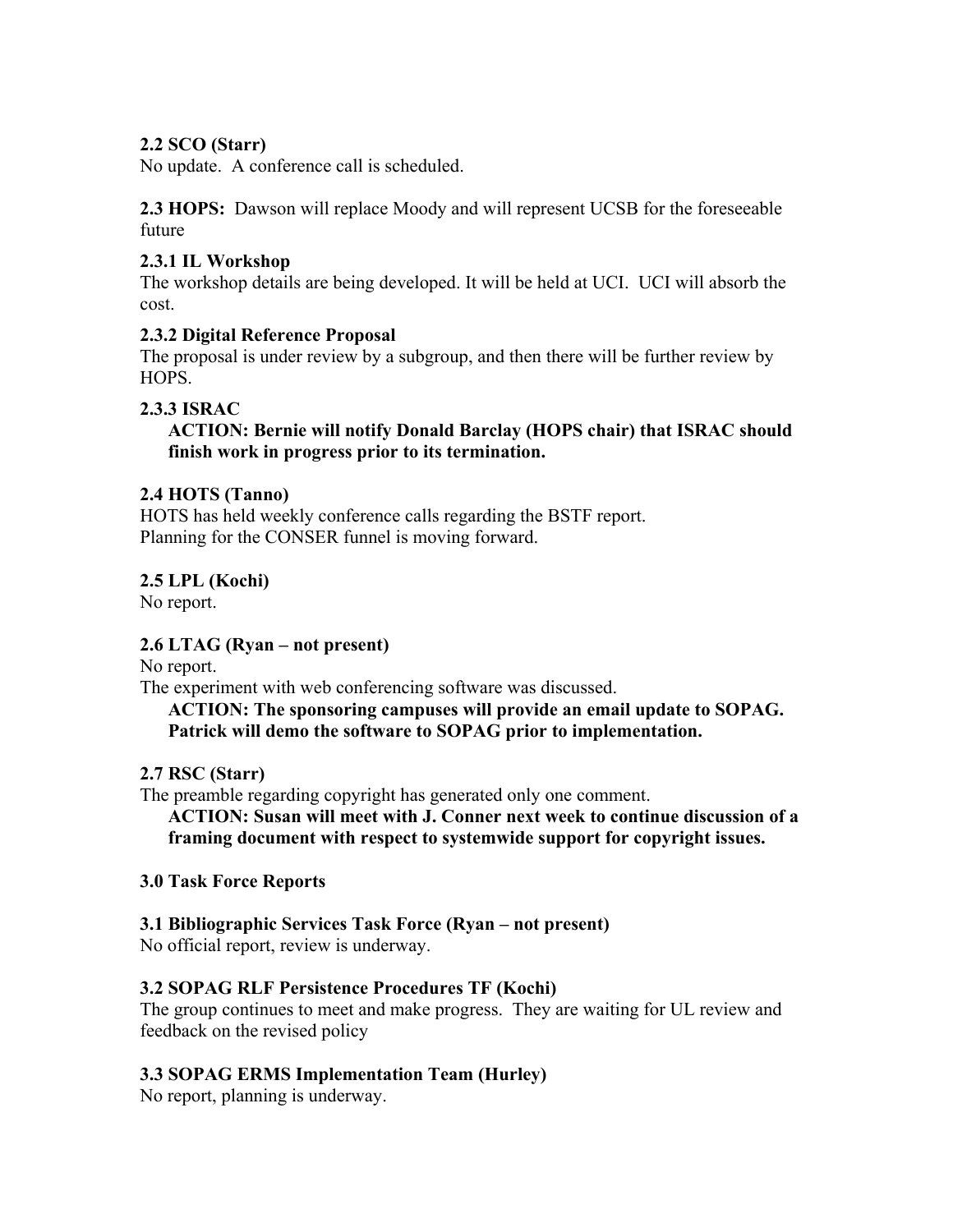**2.2 SCO (Starr)**
No update. A conference call is scheduled.

**2.3 HOPS:** Dawson will replace Moody and will represent UCSB for the foreseeable future

**2.3.1 IL Workshop**
The workshop details are being developed. It will be held at UCI. UCI will absorb the cost.

**2.3.2 Digital Reference Proposal**
The proposal is under review by a subgroup, and then there will be further review by HOPS.

**2.3.3 ISRAC**

> **ACTION: Bernie will notify Donald Barclay (HOPS chair) that ISRAC should finish work in progress prior to its termination.**

**2.4 HOTS (Tanno)**
HOTS has held weekly conference calls regarding the BSTF report.
Planning for the CONSER funnel is moving forward.

**2.5 LPL (Kochi)**
No report.

**2.6 LTAG (Ryan – not present)**
No report.
The experiment with web conferencing software was discussed.

> **ACTION: The sponsoring campuses will provide an email update to SOPAG. Patrick will demo the software to SOPAG prior to implementation.**

**2.7 RSC (Starr)**
The preamble regarding copyright has generated only one comment.

> **ACTION: Susan will meet with J. Conner next week to continue discussion of a framing document with respect to systemwide support for copyright issues.**

**3.0 Task Force Reports**

**3.1 Bibliographic Services Task Force (Ryan – not present)**
No official report, review is underway.

**3.2 SOPAG RLF Persistence Procedures TF (Kochi)**
The group continues to meet and make progress. They are waiting for UL review and feedback on the revised policy

**3.3 SOPAG ERMS Implementation Team (Hurley)**
No report, planning is underway.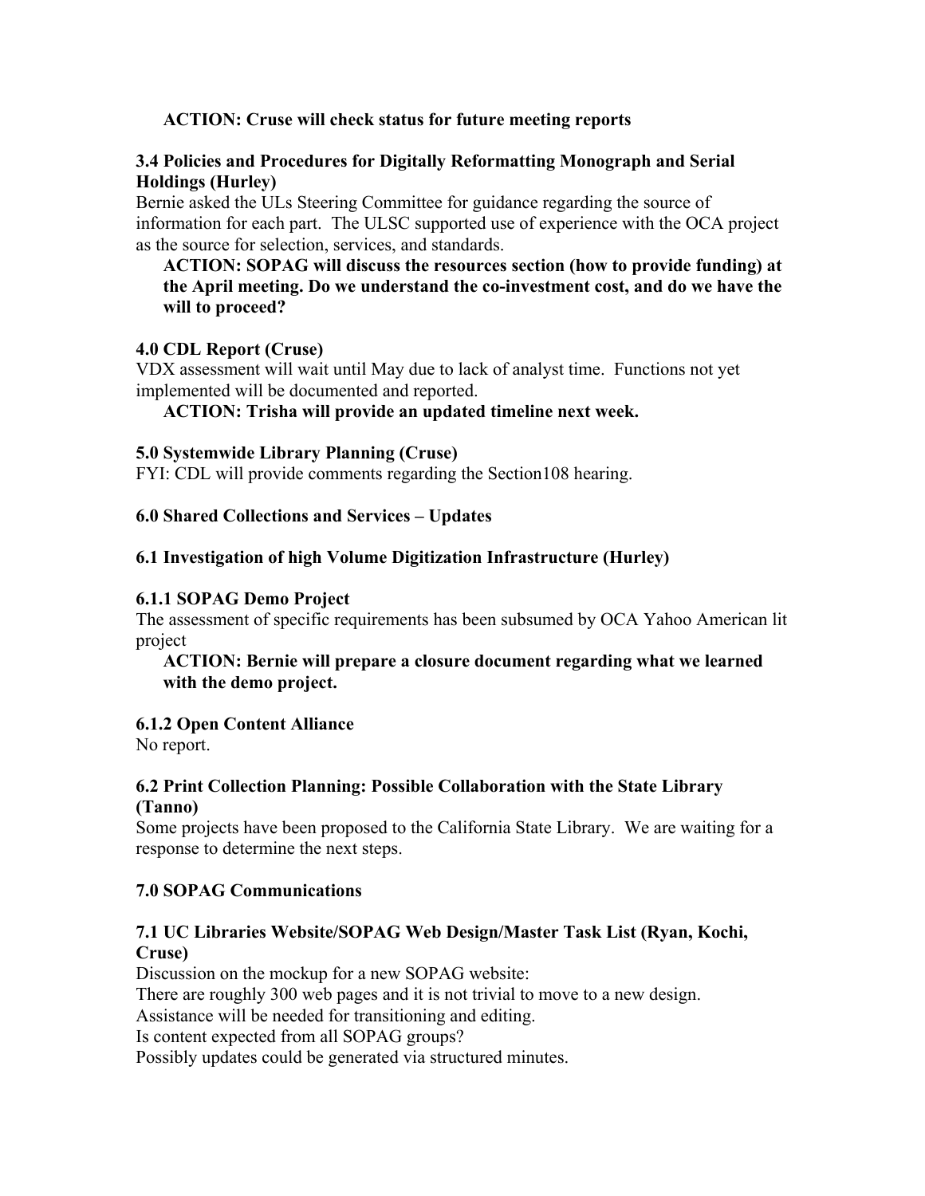**ACTION: Cruse will check status for future meeting reports**

**3.4 Policies and Procedures for Digitally Reformatting Monograph and Serial Holdings (Hurley)**

Bernie asked the ULs Steering Committee for guidance regarding the source of information for each part. The ULSC supported use of experience with the OCA project as the source for selection, services, and standards.

**ACTION: SOPAG will discuss the resources section (how to provide funding) at the April meeting. Do we understand the co-investment cost, and do we have the will to proceed?**

**4.0 CDL Report (Cruse)**

VDX assessment will wait until May due to lack of analyst time. Functions not yet implemented will be documented and reported.

**ACTION: Trisha will provide an updated timeline next week.**

**5.0 Systemwide Library Planning (Cruse)**

FYI: CDL will provide comments regarding the Section108 hearing.

**6.0 Shared Collections and Services – Updates**

**6.1 Investigation of high Volume Digitization Infrastructure (Hurley)**

**6.1.1 SOPAG Demo Project**

The assessment of specific requirements has been subsumed by OCA Yahoo American lit project

**ACTION: Bernie will prepare a closure document regarding what we learned with the demo project.**

**6.1.2 Open Content Alliance**

No report.

**6.2 Print Collection Planning: Possible Collaboration with the State Library (Tanno)**

Some projects have been proposed to the California State Library. We are waiting for a response to determine the next steps.

**7.0 SOPAG Communications**

**7.1 UC Libraries Website/SOPAG Web Design/Master Task List (Ryan, Kochi, Cruse)**

Discussion on the mockup for a new SOPAG website:

There are roughly 300 web pages and it is not trivial to move to a new design.

Assistance will be needed for transitioning and editing.

Is content expected from all SOPAG groups?

Possibly updates could be generated via structured minutes.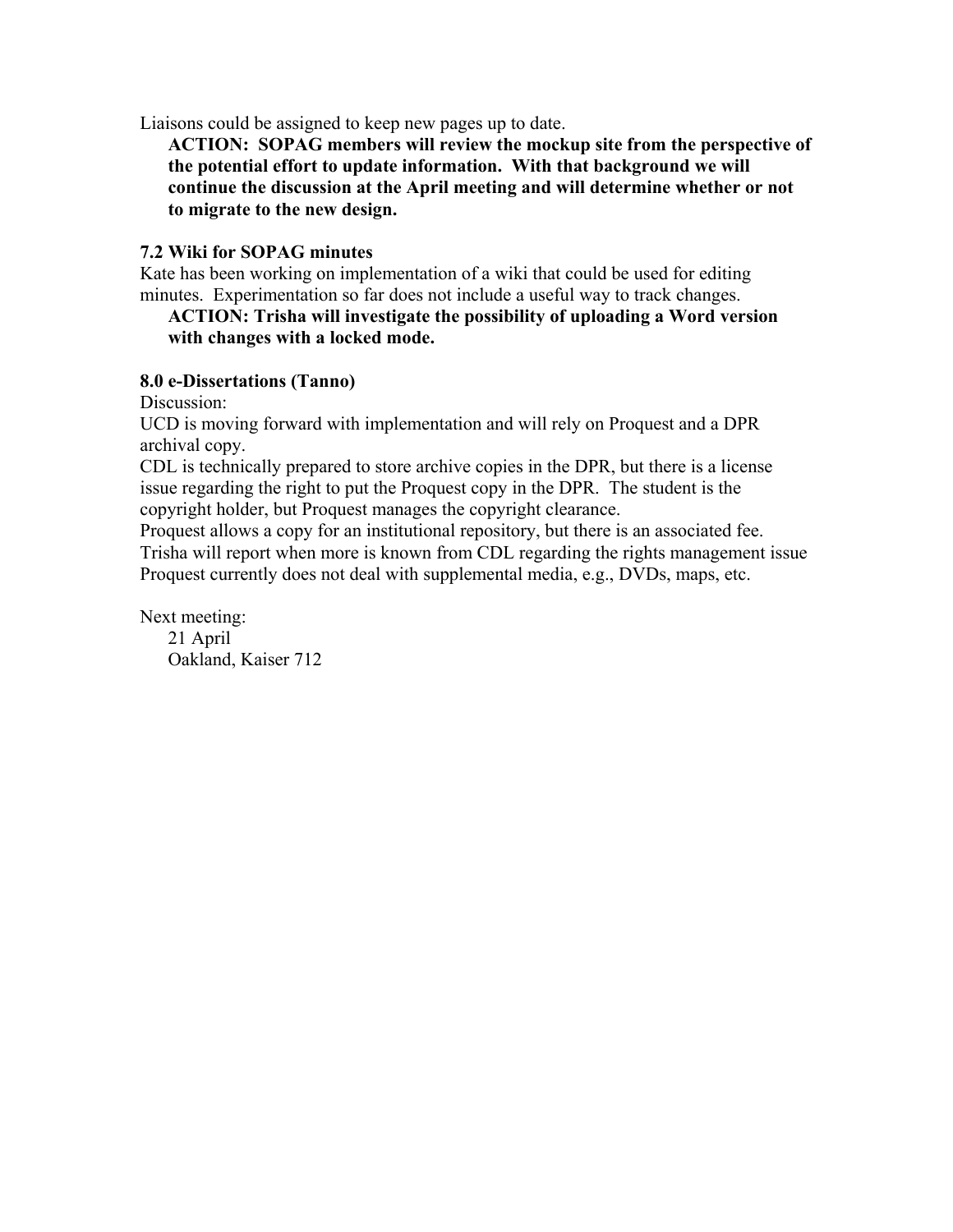Liaisons could be assigned to keep new pages up to date.

**ACTION: SOPAG members will review the mockup site from the perspective of the potential effort to update information. With that background we will continue the discussion at the April meeting and will determine whether or not to migrate to the new design.**

### 7.2 Wiki for SOPAG minutes

Kate has been working on implementation of a wiki that could be used for editing minutes. Experimentation so far does not include a useful way to track changes.

**ACTION: Trisha will investigate the possibility of uploading a Word version with changes with a locked mode.**

### 8.0 e-Dissertations (Tanno)

Discussion:

UCD is moving forward with implementation and will rely on Proquest and a DPR archival copy.

CDL is technically prepared to store archive copies in the DPR, but there is a license issue regarding the right to put the Proquest copy in the DPR. The student is the copyright holder, but Proquest manages the copyright clearance.

Proquest allows a copy for an institutional repository, but there is an associated fee.

Trisha will report when more is known from CDL regarding the rights management issue

Proquest currently does not deal with supplemental media, e.g., DVDs, maps, etc.

Next meeting:

21 April

Oakland, Kaiser 712